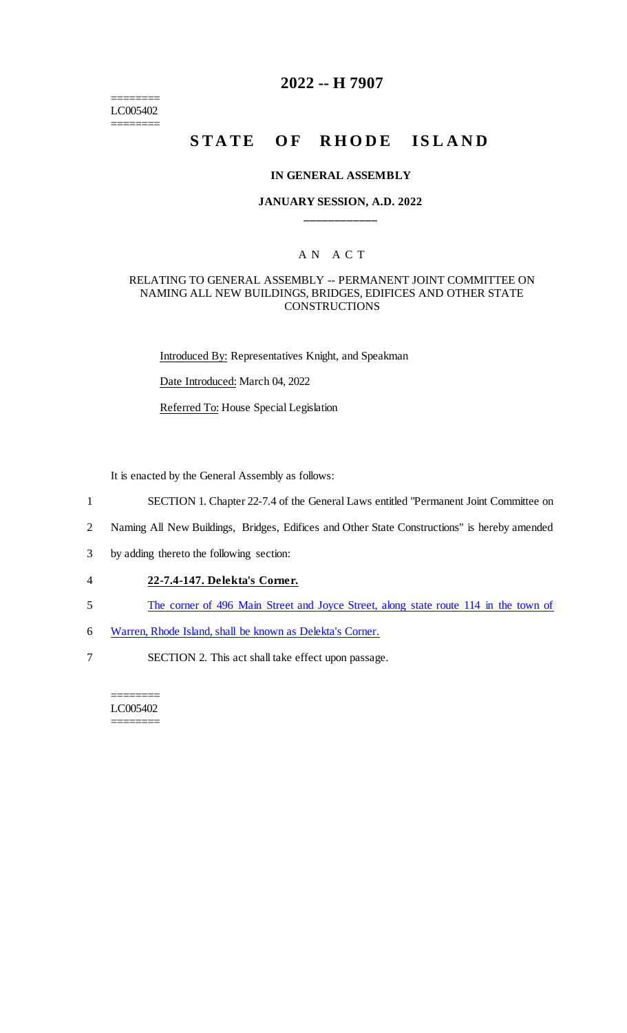========
LC005402
========

# 2022 -- H 7907

# STATE OF RHODE ISLAND

### IN GENERAL ASSEMBLY

### JANUARY SESSION, A.D. 2022

____________

A N A C T

RELATING TO GENERAL ASSEMBLY -- PERMANENT JOINT COMMITTEE ON NAMING ALL NEW BUILDINGS, BRIDGES, EDIFICES AND OTHER STATE CONSTRUCTIONS

Introduced By: Representatives Knight, and Speakman

Date Introduced: March 04, 2022

Referred To: House Special Legislation

It is enacted by the General Assembly as follows:

1 SECTION 1. Chapter 22-7.4 of the General Laws entitled "Permanent Joint Committee on
2 Naming All New Buildings, Bridges, Edifices and Other State Constructions" is hereby amended
3 by adding thereto the following section:

4 **22-7.4-147. Delekta's Corner.**

5 The corner of 496 Main Street and Joyce Street, along state route 114 in the town of
6 Warren, Rhode Island, shall be known as Delekta's Corner.

7 SECTION 2. This act shall take effect upon passage.

========
LC005402
========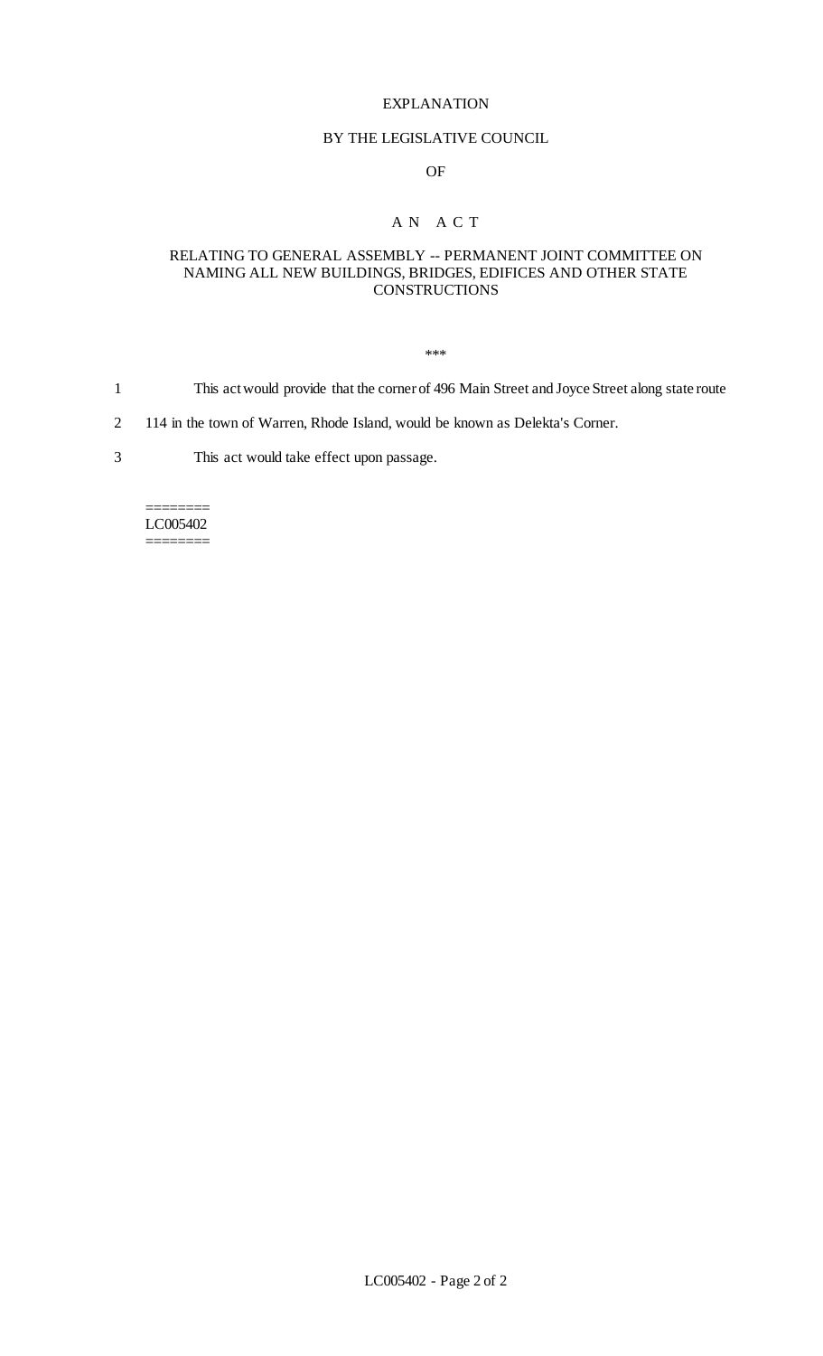EXPLANATION

BY THE LEGISLATIVE COUNCIL

OF

A N A C T

RELATING TO GENERAL ASSEMBLY -- PERMANENT JOINT COMMITTEE ON NAMING ALL NEW BUILDINGS, BRIDGES, EDIFICES AND OTHER STATE CONSTRUCTIONS

***

1 This act would provide that the corner of 496 Main Street and Joyce Street along state route
2 114 in the town of Warren, Rhode Island, would be known as Delekta's Corner.
3 This act would take effect upon passage.

========
LC005402
========